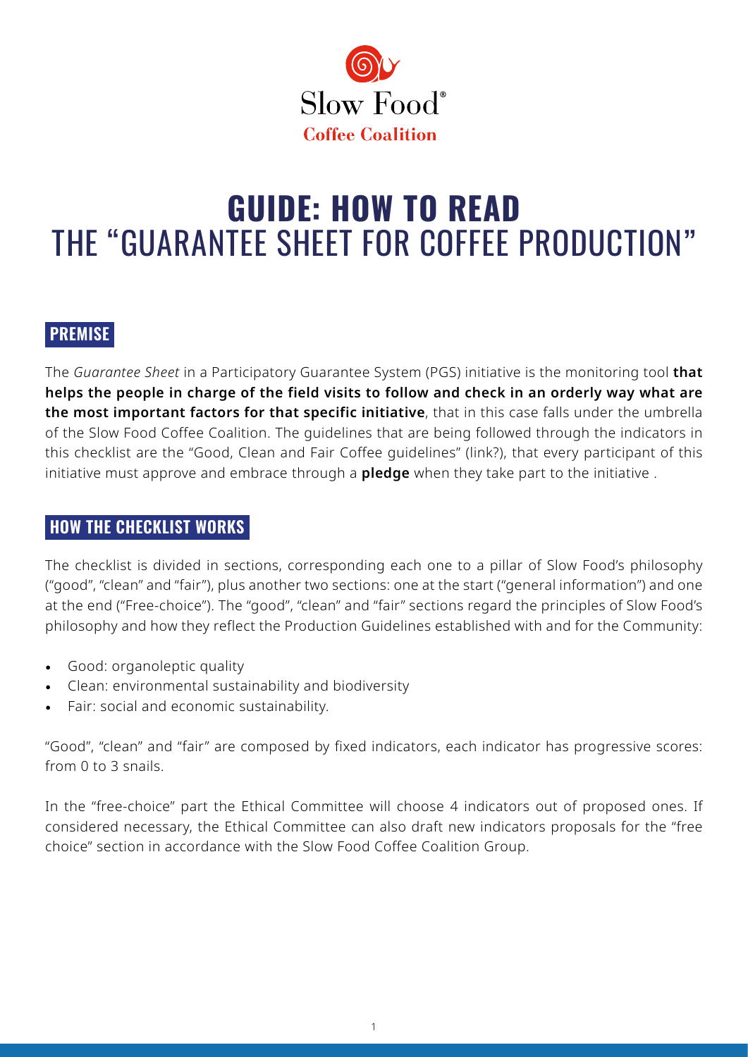Slow Food®
Coffee Coalition

# GUIDE: HOW TO READ THE "GUARANTEE SHEET FOR COFFEE PRODUCTION"

## PREMISE

The *Guarantee Sheet* in a Participatory Guarantee System (PGS) initiative is the monitoring tool **that helps the people in charge of the field visits to follow and check in an orderly way what are the most important factors for that specific initiative**, that in this case falls under the umbrella of the Slow Food Coffee Coalition. The guidelines that are being followed through the indicators in this checklist are the "Good, Clean and Fair Coffee guidelines" (link?), that every participant of this initiative must approve and embrace through a **pledge** when they take part to the initiative .

## HOW THE CHECKLIST WORKS

The checklist is divided in sections, corresponding each one to a pillar of Slow Food's philosophy ("good", "clean" and "fair"), plus another two sections: one at the start ("general information") and one at the end ("Free-choice"). The "good", "clean" and "fair" sections regard the principles of Slow Food's philosophy and how they reflect the Production Guidelines established with and for the Community:

- Good: organoleptic quality
- Clean: environmental sustainability and biodiversity
- Fair: social and economic sustainability.

"Good", "clean" and "fair" are composed by fixed indicators, each indicator has progressive scores: from 0 to 3 snails.

In the "free-choice" part the Ethical Committee will choose 4 indicators out of proposed ones. If considered necessary, the Ethical Committee can also draft new indicators proposals for the "free choice" section in accordance with the Slow Food Coffee Coalition Group.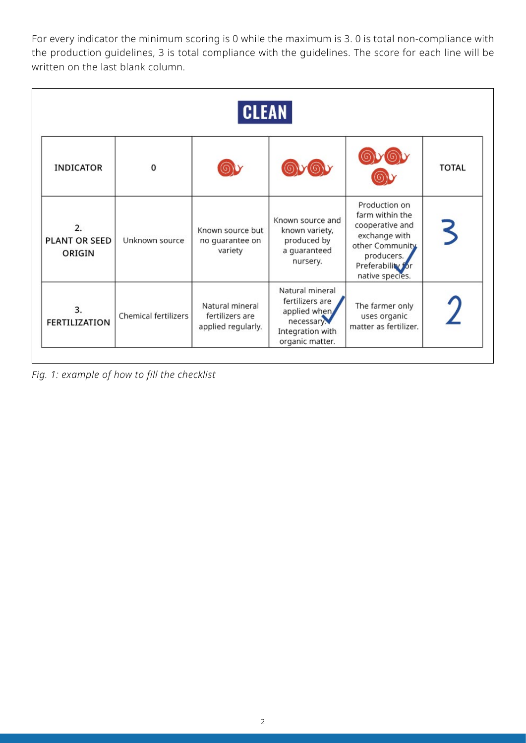For every indicator the minimum scoring is 0 while the maximum is 3. 0 is total non-compliance with the production guidelines, 3 is total compliance with the guidelines. The score for each line will be written on the last blank column.

**CLEAN**

| INDICATOR | 0 | 🐌 | 🐌🐌 | 🐌🐌🐌 | TOTAL |
|---|---|---|---|---|---|
| 2. PLANT OR SEED ORIGIN | Unknown source | Known source but no guarantee on variety | Known source and known variety, produced by a guaranteed nursery. | Production on farm within the cooperative and exchange with other Community producers. Preferability for native species. ✓ | 3 |
| 3. FERTILIZATION | Chemical fertilizers | Natural mineral fertilizers are applied regularly. | Natural mineral fertilizers are applied when necessary. Integration with organic matter. ✓ | The farmer only uses organic matter as fertilizer. | 2 |

*Fig. 1: example of how to fill the checklist*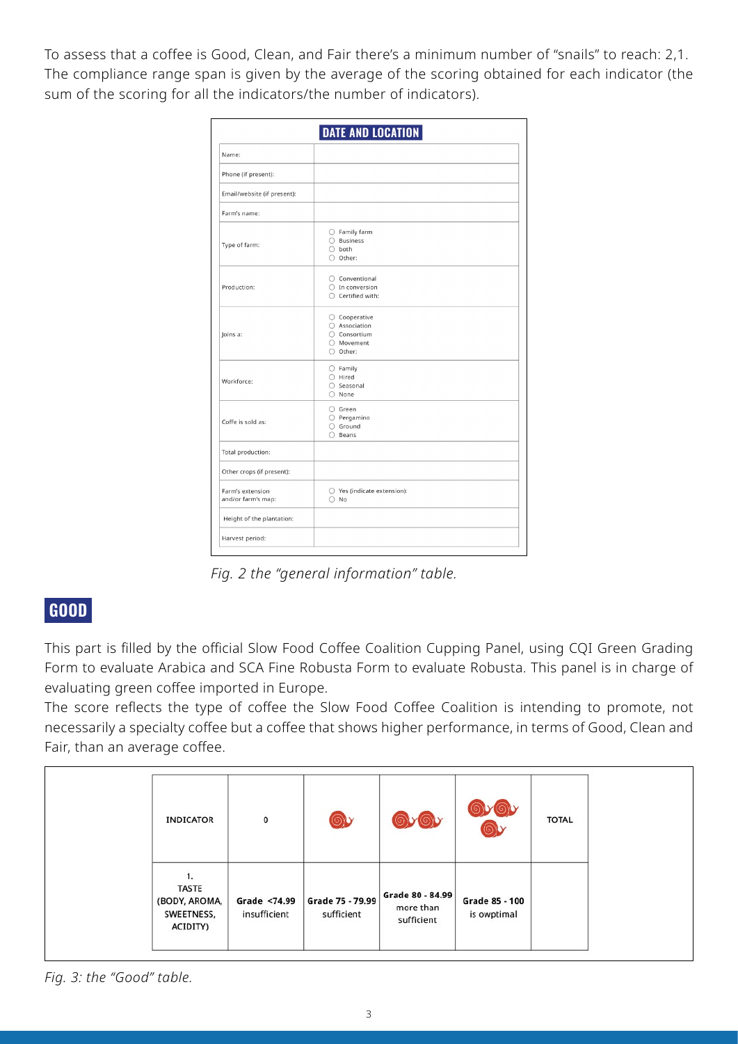To assess that a coffee is Good, Clean, and Fair there's a minimum number of "snails" to reach: 2,1. The compliance range span is given by the average of the scoring obtained for each indicator (the sum of the scoring for all the indicators/the number of indicators).

| DATE AND LOCATION | |
|---|---|
| Name: | |
| Phone (if present): | |
| Email/website (if present): | |
| Farm's name: | |
| Type of farm: | ○ Family farm<br>○ Business<br>○ both<br>○ Other: |
| Production: | ○ Conventional<br>○ In conversion<br>○ Certified with: |
| Joins a: | ○ Cooperative<br>○ Association<br>○ Consortium<br>○ Movement<br>○ Other: |
| Workforce: | ○ Family<br>○ Hired<br>○ Seasonal<br>○ None |
| Coffe is sold as: | ○ Green<br>○ Pergamino<br>○ Ground<br>○ Beans |
| Total production: | |
| Other crops (if present): | |
| Farm's extension and/or farm's map: | ○ Yes (indicate extension):<br>○ No |
| Height of the plantation: | |
| Harvest period: | |

*Fig. 2 the "general information" table.*

## GOOD

This part is filled by the official Slow Food Coffee Coalition Cupping Panel, using CQI Green Grading Form to evaluate Arabica and SCA Fine Robusta Form to evaluate Robusta. This panel is in charge of evaluating green coffee imported in Europe.

The score reflects the type of coffee the Slow Food Coffee Coalition is intending to promote, not necessarily a specialty coffee but a coffee that shows higher performance, in terms of Good, Clean and Fair, than an average coffee.

| INDICATOR | 0 | 1 snail | 2 snails | 3 snails | TOTAL |
|---|---|---|---|---|---|
| 1. TASTE (BODY, AROMA, SWEETNESS, ACIDITY) | Grade <74.99 insufficient | Grade 75 - 79.99 sufficient | Grade 80 - 84.99 more than sufficient | Grade 85 - 100 is owptimal | |

*Fig. 3: the "Good" table.*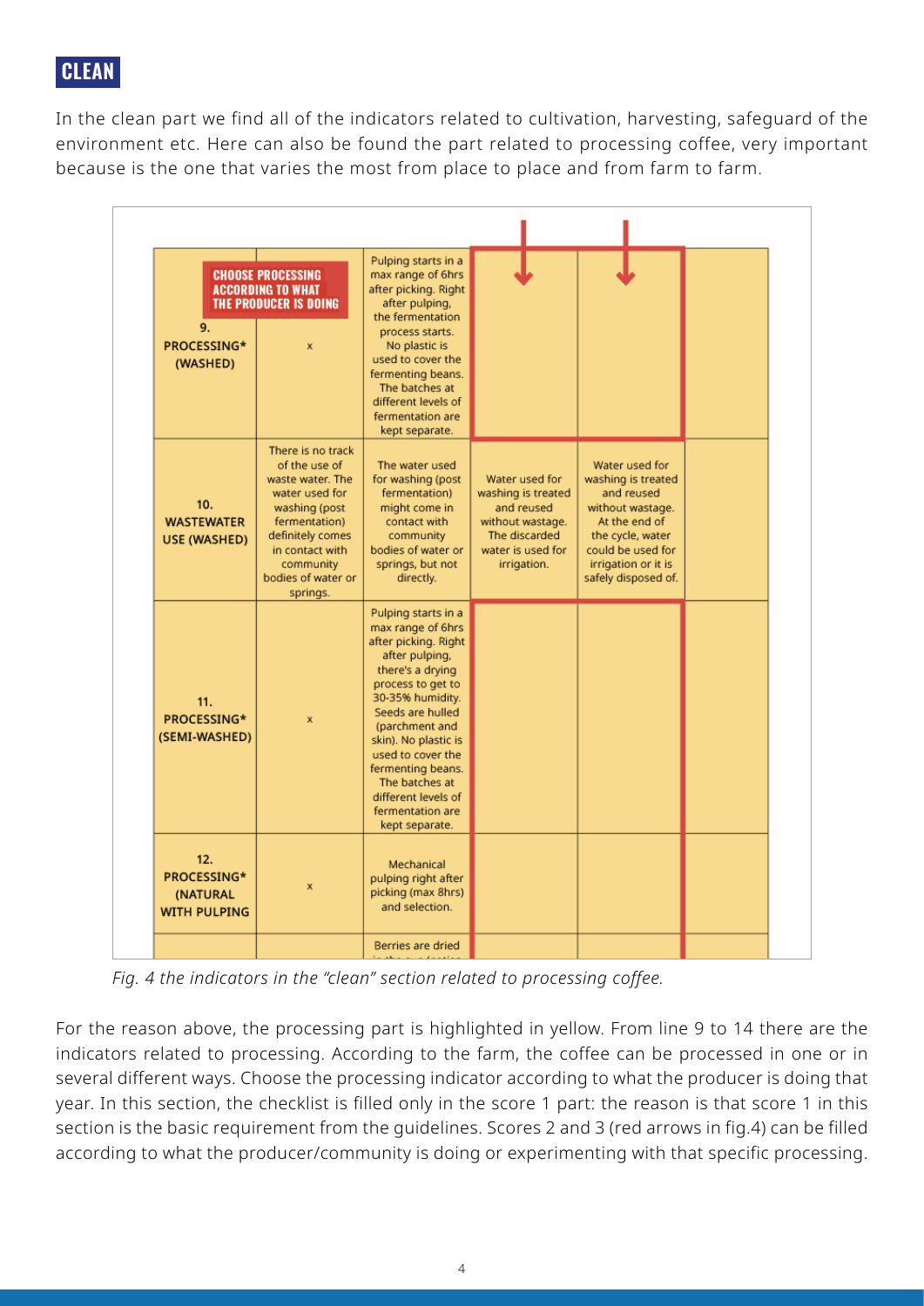## CLEAN

In the clean part we find all of the indicators related to cultivation, harvesting, safeguard of the environment etc. Here can also be found the part related to processing coffee, very important because is the one that varies the most from place to place and from farm to farm.

| | | | | | |
|---|---|---|---|---|---|
| **CHOOSE PROCESSING ACCORDING TO WHAT THE PRODUCER IS DOING**<br>9. PROCESSING* (WASHED) | x | Pulping starts in a max range of 6hrs after picking. Right after pulping, the fermentation process starts. No plastic is used to cover the fermenting beans. The batches at different levels of fermentation are kept separate. | | | |
| 10. WASTEWATER USE (WASHED) | There is no track of the use of waste water. The water used for washing (post fermentation) definitely comes in contact with community bodies of water or springs. | The water used for washing (post fermentation) might come in contact with community bodies of water or springs, but not directly. | Water used for washing is treated and reused without wastage. The discarded water is used for irrigation. | Water used for washing is treated and reused without wastage. At the end of the cycle, water could be used for irrigation or it is safely disposed of. | |
| 11. PROCESSING* (SEMI-WASHED) | x | Pulping starts in a max range of 6hrs after picking. Right after pulping, there's a drying process to get to 30-35% humidity. Seeds are hulled (parchment and skin). No plastic is used to cover the fermenting beans. The batches at different levels of fermentation are kept separate. | | | |
| 12. PROCESSING* (NATURAL WITH PULPING | x | Mechanical pulping right after picking (max 8hrs) and selection. | | | |
| | | Berries are dried ... | | | |

*Fig. 4 the indicators in the "clean" section related to processing coffee.*

For the reason above, the processing part is highlighted in yellow. From line 9 to 14 there are the indicators related to processing. According to the farm, the coffee can be processed in one or in several different ways. Choose the processing indicator according to what the producer is doing that year. In this section, the checklist is filled only in the score 1 part: the reason is that score 1 in this section is the basic requirement from the guidelines. Scores 2 and 3 (red arrows in fig.4) can be filled according to what the producer/community is doing or experimenting with that specific processing.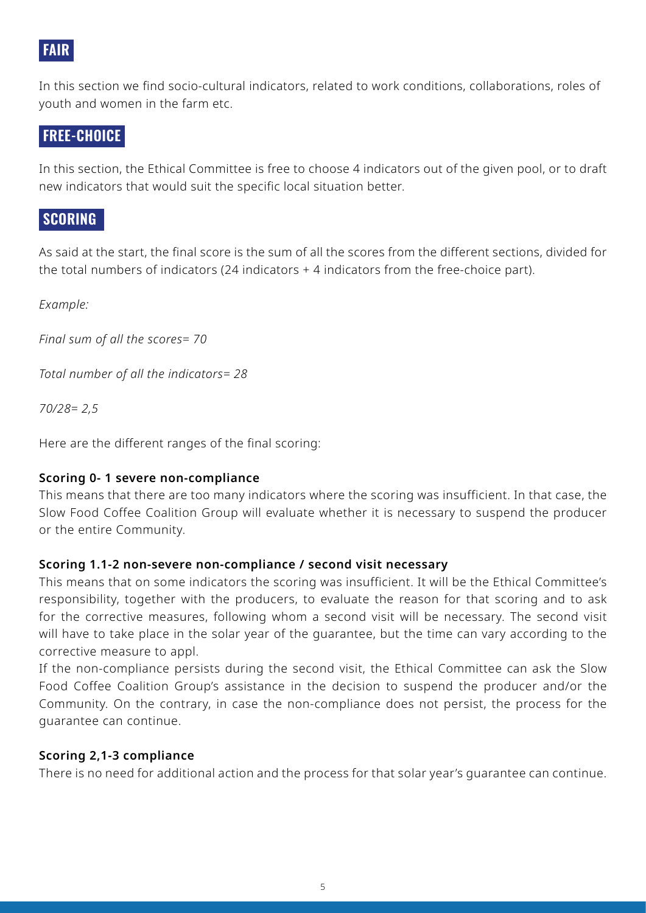## FAIR

In this section we find socio-cultural indicators, related to work conditions, collaborations, roles of youth and women in the farm etc.

## FREE-CHOICE

In this section, the Ethical Committee is free to choose 4 indicators out of the given pool, or to draft new indicators that would suit the specific local situation better.

## SCORING

As said at the start, the final score is the sum of all the scores from the different sections, divided for the total numbers of indicators (24 indicators + 4 indicators from the free-choice part).

*Example:*

*Final sum of all the scores= 70*

*Total number of all the indicators= 28*

*70/28= 2,5*

Here are the different ranges of the final scoring:

**Scoring 0- 1 severe non-compliance**
This means that there are too many indicators where the scoring was insufficient. In that case, the Slow Food Coffee Coalition Group will evaluate whether it is necessary to suspend the producer or the entire Community.

**Scoring 1.1-2 non-severe non-compliance / second visit necessary**
This means that on some indicators the scoring was insufficient. It will be the Ethical Committee's responsibility, together with the producers, to evaluate the reason for that scoring and to ask for the corrective measures, following whom a second visit will be necessary. The second visit will have to take place in the solar year of the guarantee, but the time can vary according to the corrective measure to appl.
If the non-compliance persists during the second visit, the Ethical Committee can ask the Slow Food Coffee Coalition Group's assistance in the decision to suspend the producer and/or the Community. On the contrary, in case the non-compliance does not persist, the process for the guarantee can continue.

**Scoring 2,1-3 compliance**
There is no need for additional action and the process for that solar year's guarantee can continue.